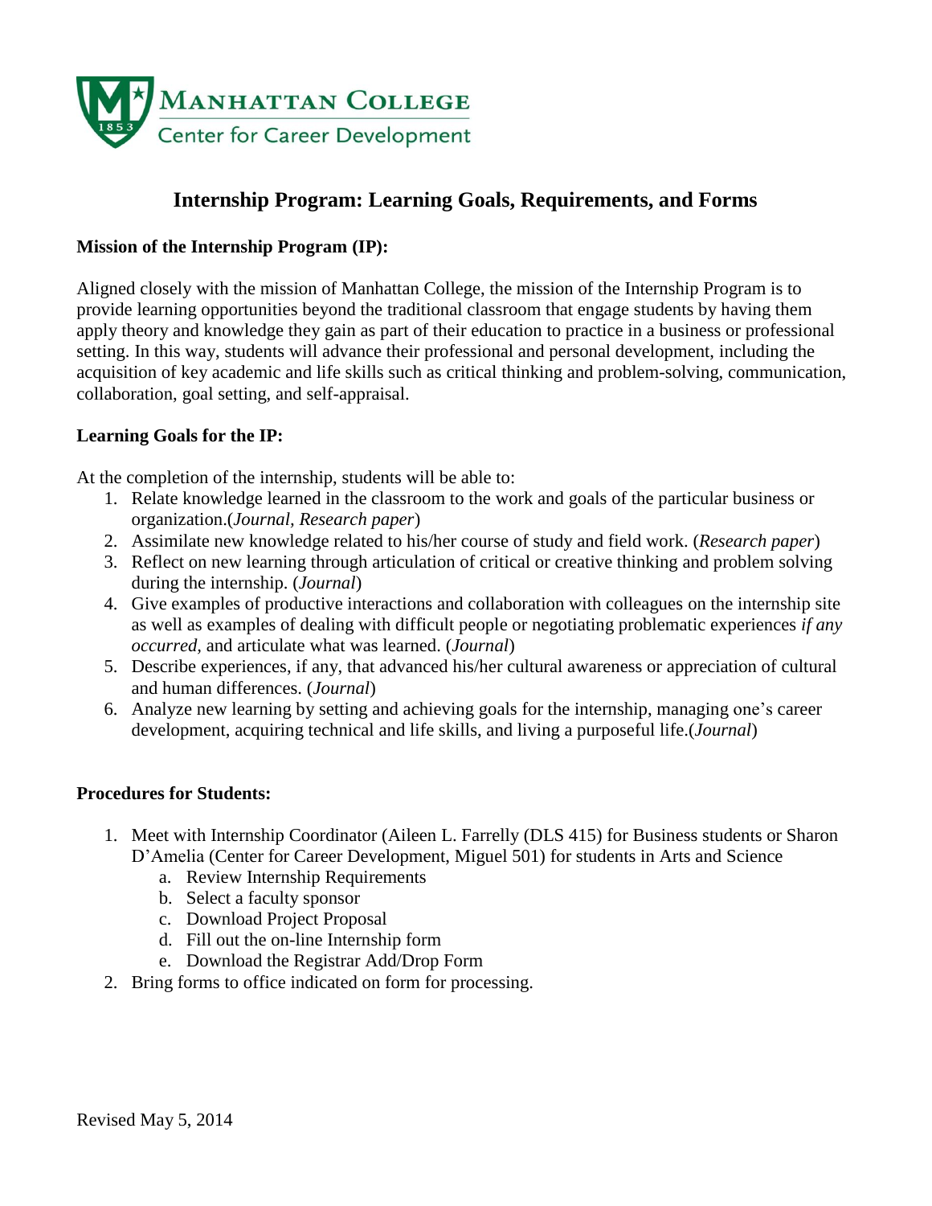MANHATTAN COLLEGE
Center for Career Development

# Internship Program: Learning Goals, Requirements, and Forms

**Mission of the Internship Program (IP):**

Aligned closely with the mission of Manhattan College, the mission of the Internship Program is to provide learning opportunities beyond the traditional classroom that engage students by having them apply theory and knowledge they gain as part of their education to practice in a business or professional setting. In this way, students will advance their professional and personal development, including the acquisition of key academic and life skills such as critical thinking and problem-solving, communication, collaboration, goal setting, and self-appraisal.

**Learning Goals for the IP:**

At the completion of the internship, students will be able to:

1. Relate knowledge learned in the classroom to the work and goals of the particular business or organization.(*Journal, Research paper*)
2. Assimilate new knowledge related to his/her course of study and field work. (*Research paper*)
3. Reflect on new learning through articulation of critical or creative thinking and problem solving during the internship. (*Journal*)
4. Give examples of productive interactions and collaboration with colleagues on the internship site as well as examples of dealing with difficult people or negotiating problematic experiences *if any occurred*, and articulate what was learned. (*Journal*)
5. Describe experiences, if any, that advanced his/her cultural awareness or appreciation of cultural and human differences. (*Journal*)
6. Analyze new learning by setting and achieving goals for the internship, managing one's career development, acquiring technical and life skills, and living a purposeful life.(*Journal*)

**Procedures for Students:**

1. Meet with Internship Coordinator (Aileen L. Farrelly (DLS 415) for Business students or Sharon D'Amelia (Center for Career Development, Miguel 501) for students in Arts and Science
   a. Review Internship Requirements
   b. Select a faculty sponsor
   c. Download Project Proposal
   d. Fill out the on-line Internship form
   e. Download the Registrar Add/Drop Form
2. Bring forms to office indicated on form for processing.

Revised May 5, 2014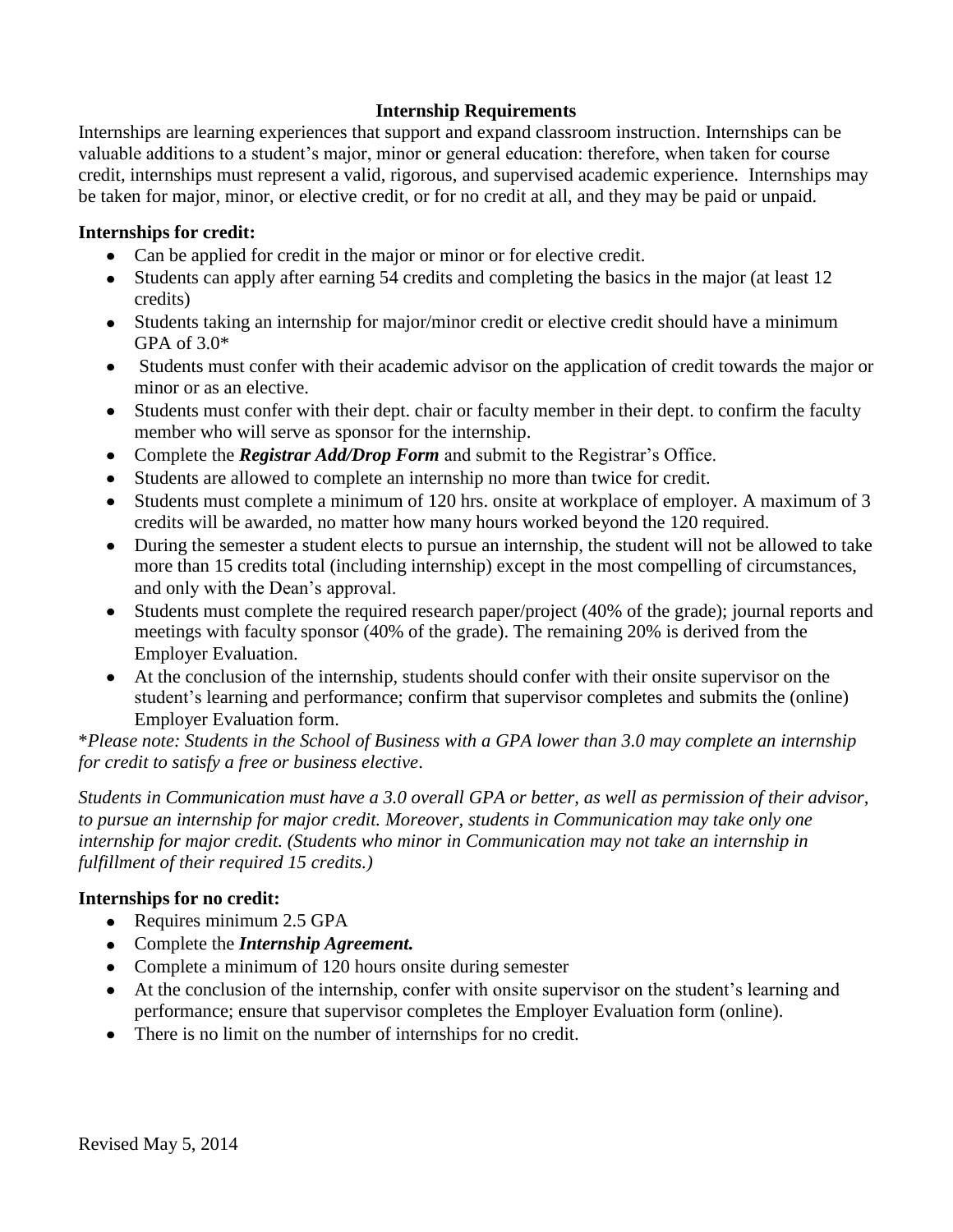## Internship Requirements

Internships are learning experiences that support and expand classroom instruction. Internships can be valuable additions to a student's major, minor or general education: therefore, when taken for course credit, internships must represent a valid, rigorous, and supervised academic experience. Internships may be taken for major, minor, or elective credit, or for no credit at all, and they may be paid or unpaid.

**Internships for credit:**

- Can be applied for credit in the major or minor or for elective credit.
- Students can apply after earning 54 credits and completing the basics in the major (at least 12 credits)
- Students taking an internship for major/minor credit or elective credit should have a minimum GPA of 3.0*
- Students must confer with their academic advisor on the application of credit towards the major or minor or as an elective.
- Students must confer with their dept. chair or faculty member in their dept. to confirm the faculty member who will serve as sponsor for the internship.
- Complete the ***Registrar Add/Drop Form*** and submit to the Registrar's Office.
- Students are allowed to complete an internship no more than twice for credit.
- Students must complete a minimum of 120 hrs. onsite at workplace of employer. A maximum of 3 credits will be awarded, no matter how many hours worked beyond the 120 required.
- During the semester a student elects to pursue an internship, the student will not be allowed to take more than 15 credits total (including internship) except in the most compelling of circumstances, and only with the Dean's approval.
- Students must complete the required research paper/project (40% of the grade); journal reports and meetings with faculty sponsor (40% of the grade). The remaining 20% is derived from the Employer Evaluation.
- At the conclusion of the internship, students should confer with their onsite supervisor on the student's learning and performance; confirm that supervisor completes and submits the (online) Employer Evaluation form.

**Please note: Students in the School of Business with a GPA lower than 3.0 may complete an internship for credit to satisfy a free or business elective*.

*Students in Communication must have a 3.0 overall GPA or better, as well as permission of their advisor, to pursue an internship for major credit. Moreover, students in Communication may take only one internship for major credit. (Students who minor in Communication may not take an internship in fulfillment of their required 15 credits.)*

**Internships for no credit:**

- Requires minimum 2.5 GPA
- Complete the ***Internship Agreement.***
- Complete a minimum of 120 hours onsite during semester
- At the conclusion of the internship, confer with onsite supervisor on the student's learning and performance; ensure that supervisor completes the Employer Evaluation form (online).
- There is no limit on the number of internships for no credit.

Revised May 5, 2014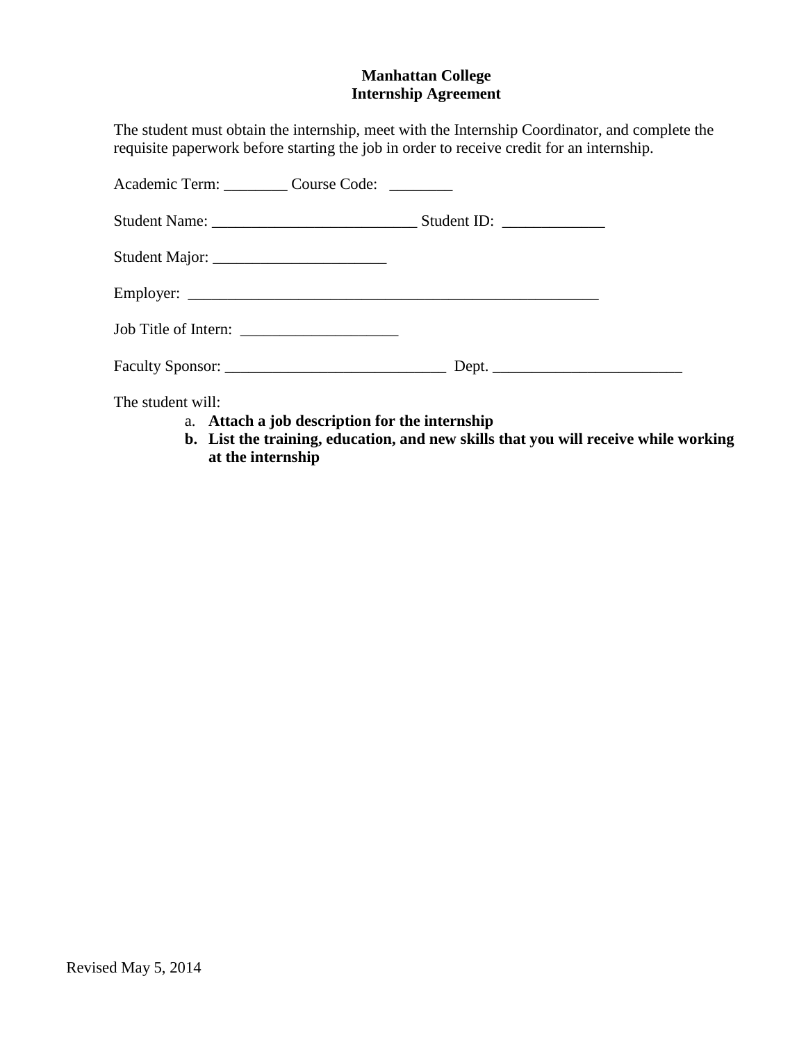**Manhattan College**
**Internship Agreement**

The student must obtain the internship, meet with the Internship Coordinator, and complete the requisite paperwork before starting the job in order to receive credit for an internship.

Academic Term: ________ Course Code: ________

Student Name: __________________________ Student ID: _____________

Student Major: ______________________

Employer: ____________________________________________________

Job Title of Intern: ____________________

Faculty Sponsor: ____________________________ Dept. ________________________

The student will:

a. **Attach a job description for the internship**
b. **List the training, education, and new skills that you will receive while working at the internship**

Revised May 5, 2014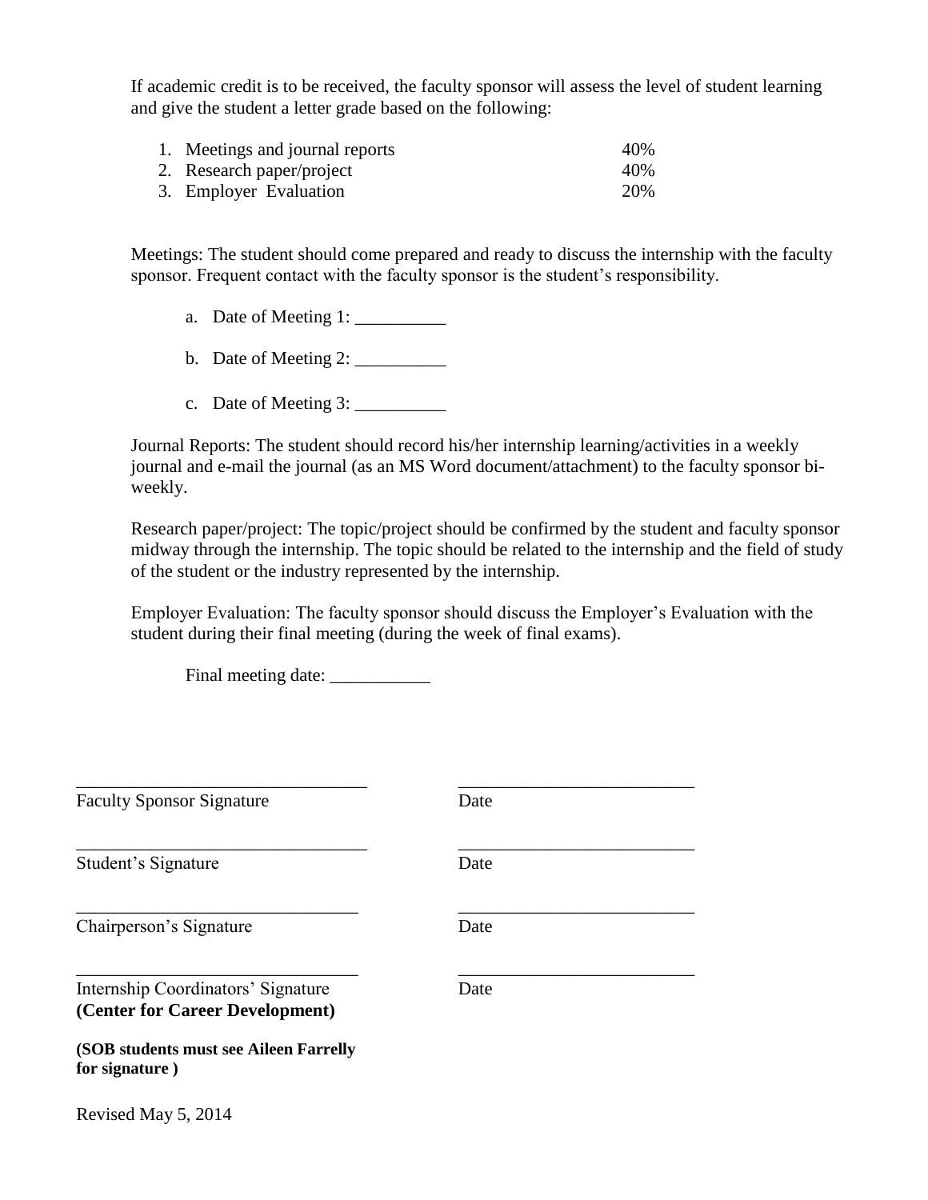If academic credit is to be received, the faculty sponsor will assess the level of student learning and give the student a letter grade based on the following:

| | |
|---|---|
| 1. Meetings and journal reports | 40% |
| 2. Research paper/project | 40% |
| 3. Employer Evaluation | 20% |

Meetings: The student should come prepared and ready to discuss the internship with the faculty sponsor. Frequent contact with the faculty sponsor is the student's responsibility.

a. Date of Meeting 1: __________

b. Date of Meeting 2: __________

c. Date of Meeting 3: __________

Journal Reports: The student should record his/her internship learning/activities in a weekly journal and e-mail the journal (as an MS Word document/attachment) to the faculty sponsor bi-weekly.

Research paper/project: The topic/project should be confirmed by the student and faculty sponsor midway through the internship. The topic should be related to the internship and the field of study of the student or the industry represented by the internship.

Employer Evaluation: The faculty sponsor should discuss the Employer's Evaluation with the student during their final meeting (during the week of final exams).

Final meeting date: ___________

________________________________ ________________________

Faculty Sponsor Signature Date

________________________________ ________________________

Student's Signature Date

________________________________ ________________________

Chairperson's Signature Date

________________________________ ________________________

Internship Coordinators' Signature Date
**(Center for Career Development)**

**(SOB students must see Aileen Farrelly for signature )**

Revised May 5, 2014